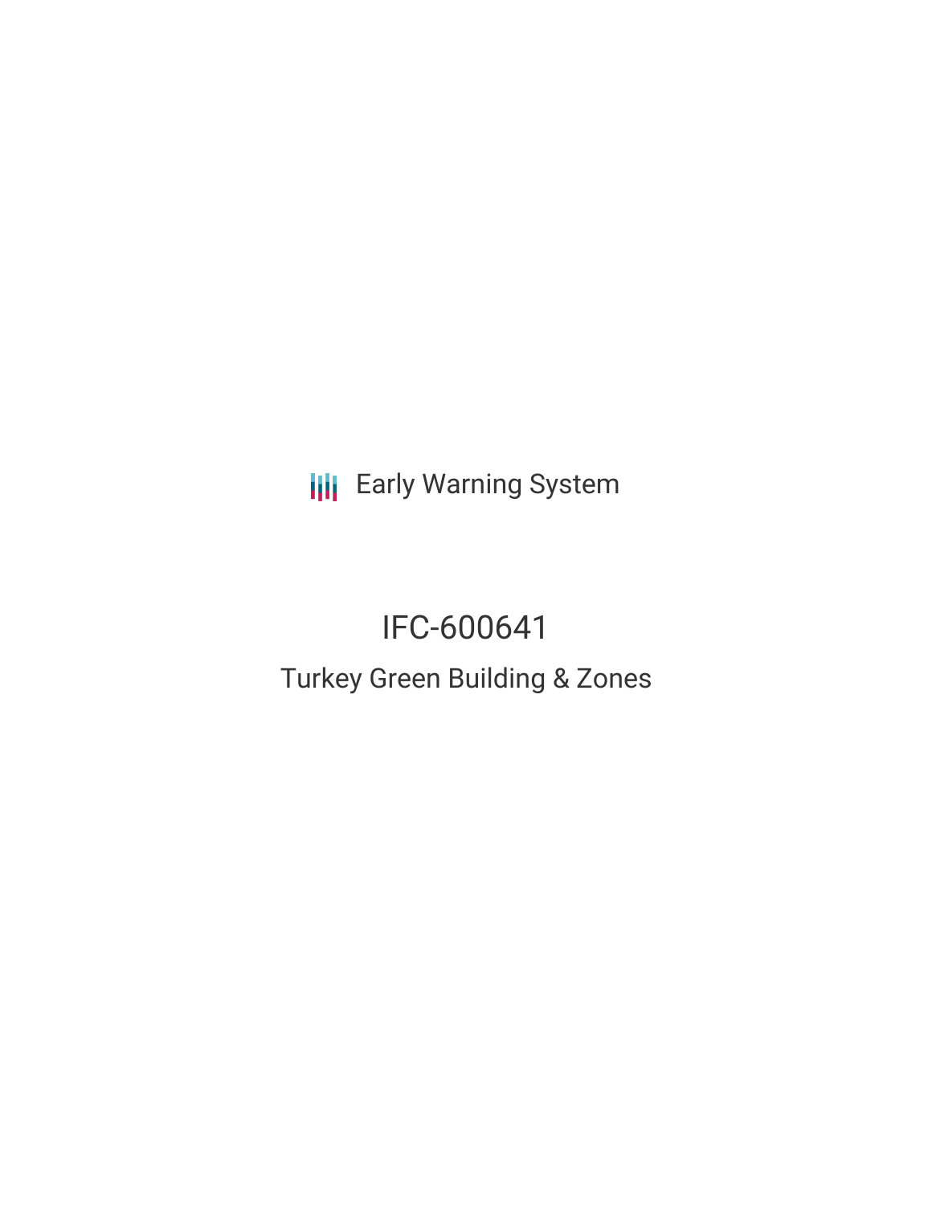Early Warning System

# IFC-600641

## Turkey Green Building & Zones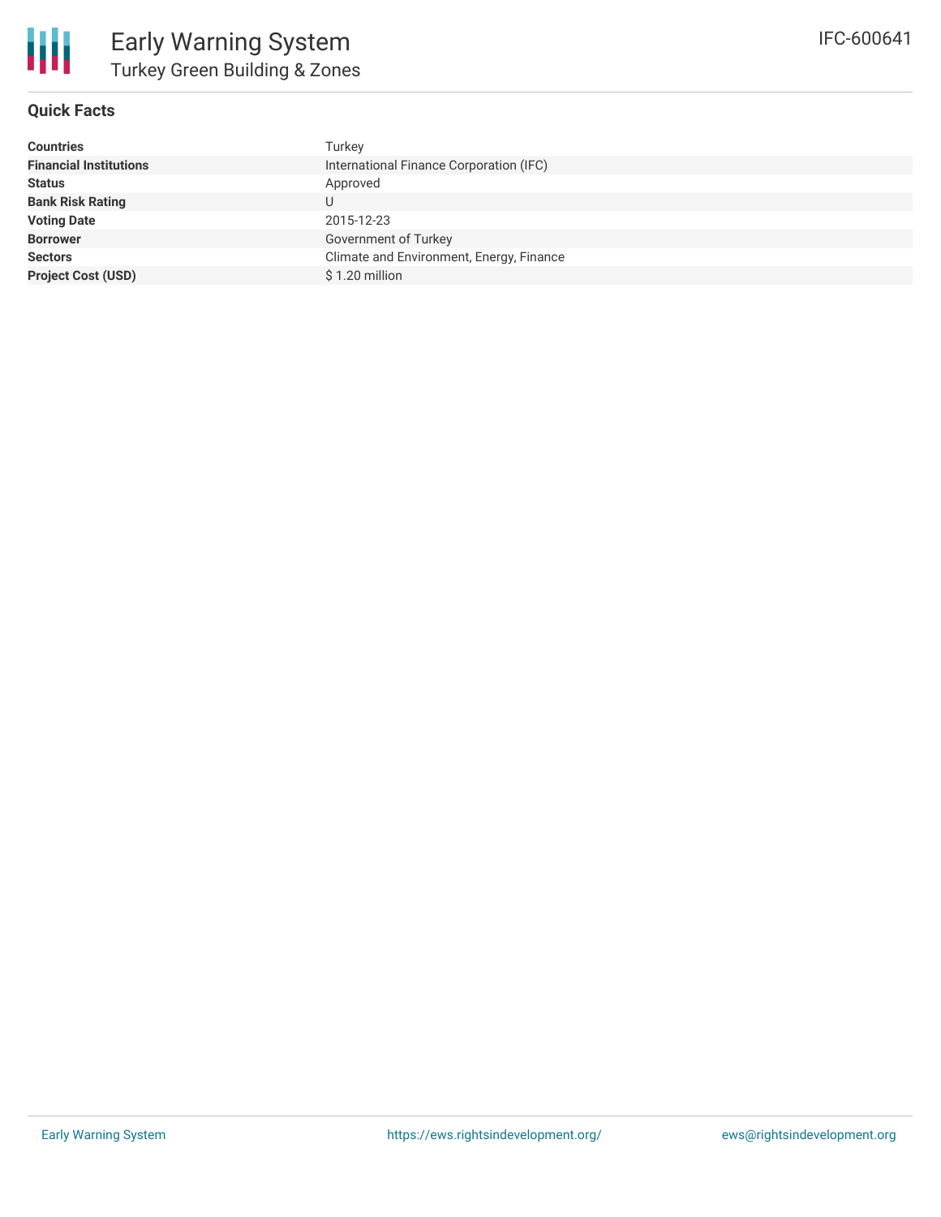# Early Warning System

## Turkey Green Building & Zones

IFC-600641

### Quick Facts

| | |
|---|---|
| **Countries** | Turkey |
| **Financial Institutions** | International Finance Corporation (IFC) |
| **Status** | Approved |
| **Bank Risk Rating** | U |
| **Voting Date** | 2015-12-23 |
| **Borrower** | Government of Turkey |
| **Sectors** | Climate and Environment, Energy, Finance |
| **Project Cost (USD)** | $ 1.20 million |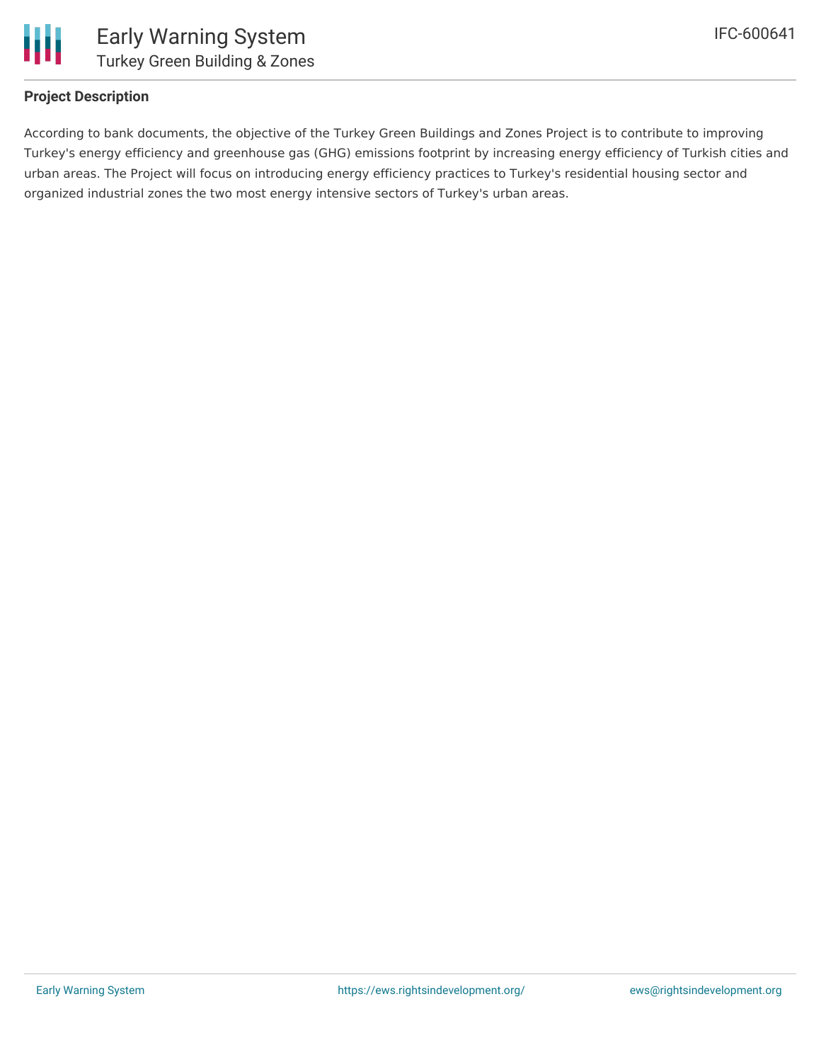## Project Description

According to bank documents, the objective of the Turkey Green Buildings and Zones Project is to contribute to improving Turkey's energy efficiency and greenhouse gas (GHG) emissions footprint by increasing energy efficiency of Turkish cities and urban areas. The Project will focus on introducing energy efficiency practices to Turkey's residential housing sector and organized industrial zones the two most energy intensive sectors of Turkey's urban areas.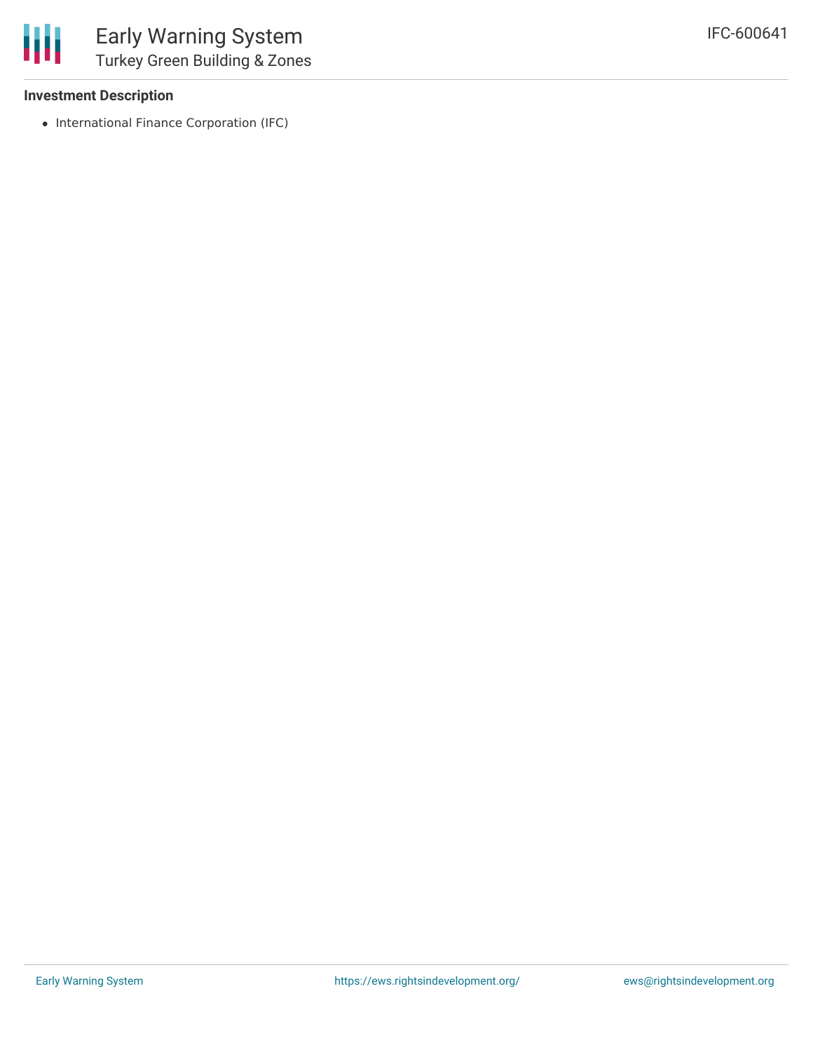**Investment Description**

- International Finance Corporation (IFC)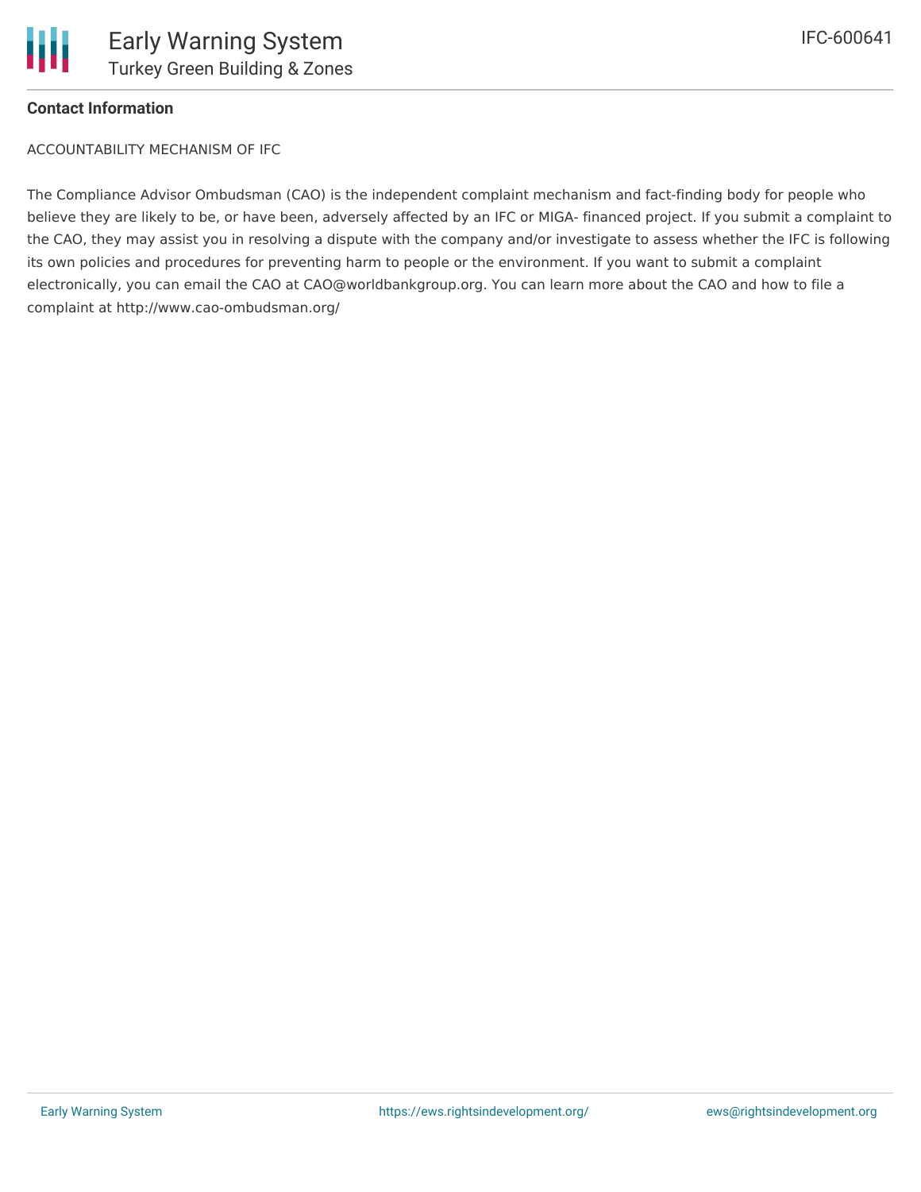**Contact Information**

ACCOUNTABILITY MECHANISM OF IFC

The Compliance Advisor Ombudsman (CAO) is the independent complaint mechanism and fact-finding body for people who believe they are likely to be, or have been, adversely affected by an IFC or MIGA- financed project. If you submit a complaint to the CAO, they may assist you in resolving a dispute with the company and/or investigate to assess whether the IFC is following its own policies and procedures for preventing harm to people or the environment. If you want to submit a complaint electronically, you can email the CAO at CAO@worldbankgroup.org. You can learn more about the CAO and how to file a complaint at http://www.cao-ombudsman.org/